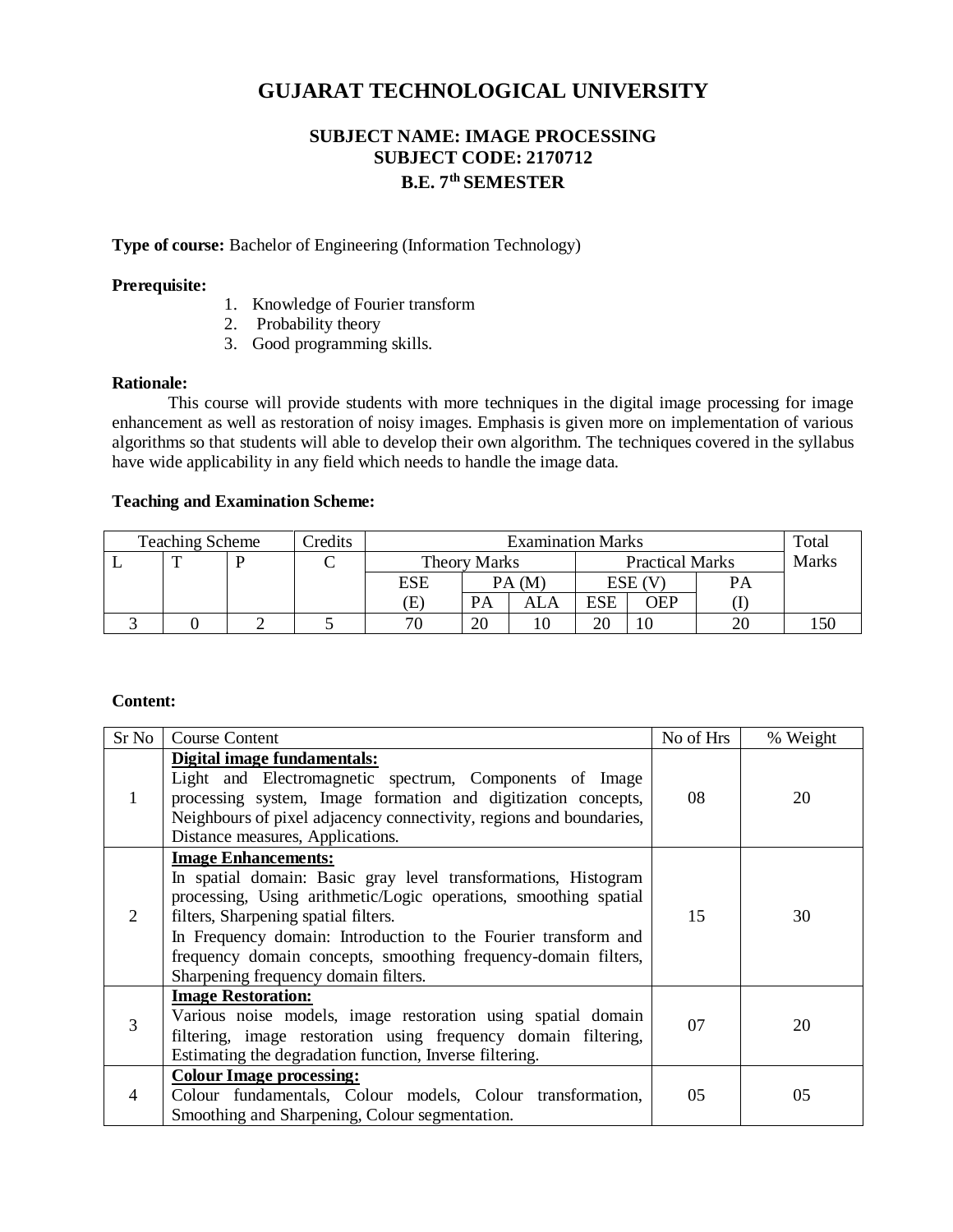# GUJARAT TECHNOLOGICAL UNIVERSITY

## SUBJECT NAME: IMAGE PROCESSING
## SUBJECT CODE: 2170712
## B.E. 7th SEMESTER

**Type of course:** Bachelor of Engineering (Information Technology)

**Prerequisite:**

1. Knowledge of Fourier transform
2. Probability theory
3. Good programming skills.

**Rationale:**

This course will provide students with more techniques in the digital image processing for image enhancement as well as restoration of noisy images. Emphasis is given more on implementation of various algorithms so that students will able to develop their own algorithm. The techniques covered in the syllabus have wide applicability in any field which needs to handle the image data.

**Teaching and Examination Scheme:**

| Teaching Scheme | | | Credits | Examination Marks | | | | | | Total Marks |
|---|---|---|---|---|---|---|---|---|---|---|
| L | T | P | C | Theory Marks | | | Practical Marks | | | |
| | | | | ESE (E) | PA (M) | | ESE (V) | | PA (I) | |
| | | | | | PA | ALA | ESE | OEP | | |
| 3 | 0 | 2 | 5 | 70 | 20 | 10 | 20 | 10 | 20 | 150 |

**Content:**

| Sr No | Course Content | No of Hrs | % Weight |
|---|---|---|---|
| 1 | **Digital image fundamentals:** Light and Electromagnetic spectrum, Components of Image processing system, Image formation and digitization concepts, Neighbours of pixel adjacency connectivity, regions and boundaries, Distance measures, Applications. | 08 | 20 |
| 2 | **Image Enhancements:** In spatial domain: Basic gray level transformations, Histogram processing, Using arithmetic/Logic operations, smoothing spatial filters, Sharpening spatial filters. In Frequency domain: Introduction to the Fourier transform and frequency domain concepts, smoothing frequency-domain filters, Sharpening frequency domain filters. | 15 | 30 |
| 3 | **Image Restoration:** Various noise models, image restoration using spatial domain filtering, image restoration using frequency domain filtering, Estimating the degradation function, Inverse filtering. | 07 | 20 |
| 4 | **Colour Image processing:** Colour fundamentals, Colour models, Colour transformation, Smoothing and Sharpening, Colour segmentation. | 05 | 05 |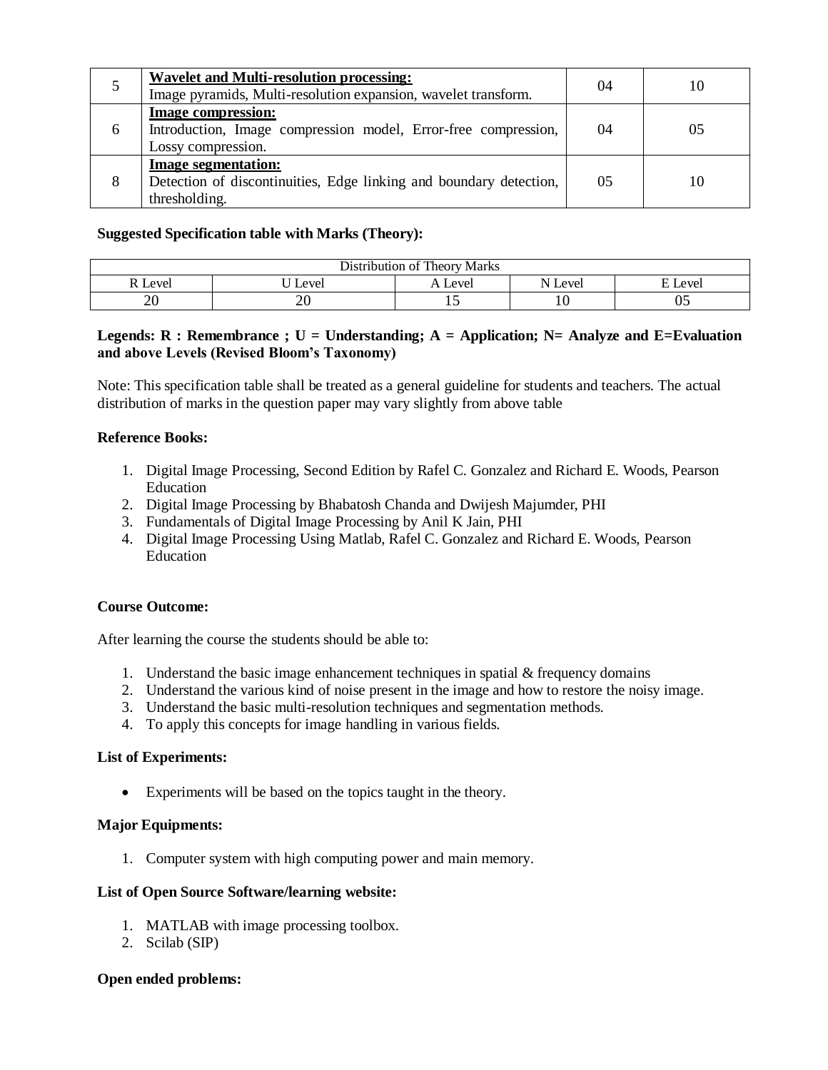| | | | |
|---|---|---|---|
| 5 | **Wavelet and Multi-resolution processing:** Image pyramids, Multi-resolution expansion, wavelet transform. | 04 | 10 |
| 6 | **Image compression:** Introduction, Image compression model, Error-free compression, Lossy compression. | 04 | 05 |
| 8 | **Image segmentation:** Detection of discontinuities, Edge linking and boundary detection, thresholding. | 05 | 10 |

**Suggested Specification table with Marks (Theory):**

| Distribution of Theory Marks | | | | |
|---|---|---|---|---|
| R Level | U Level | A Level | N Level | E Level |
| 20 | 20 | 15 | 10 | 05 |

**Legends: R : Remembrance ; U = Understanding; A = Application; N= Analyze and E=Evaluation and above Levels (Revised Bloom's Taxonomy)**

Note: This specification table shall be treated as a general guideline for students and teachers. The actual distribution of marks in the question paper may vary slightly from above table

**Reference Books:**

1. Digital Image Processing, Second Edition by Rafel C. Gonzalez and Richard E. Woods, Pearson Education
2. Digital Image Processing by Bhabatosh Chanda and Dwijesh Majumder, PHI
3. Fundamentals of Digital Image Processing by Anil K Jain, PHI
4. Digital Image Processing Using Matlab, Rafel C. Gonzalez and Richard E. Woods, Pearson Education

**Course Outcome:**

After learning the course the students should be able to:

1. Understand the basic image enhancement techniques in spatial & frequency domains
2. Understand the various kind of noise present in the image and how to restore the noisy image.
3. Understand the basic multi-resolution techniques and segmentation methods.
4. To apply this concepts for image handling in various fields.

**List of Experiments:**

- Experiments will be based on the topics taught in the theory.

**Major Equipments:**

1. Computer system with high computing power and main memory.

**List of Open Source Software/learning website:**

1. MATLAB with image processing toolbox.
2. Scilab (SIP)

**Open ended problems:**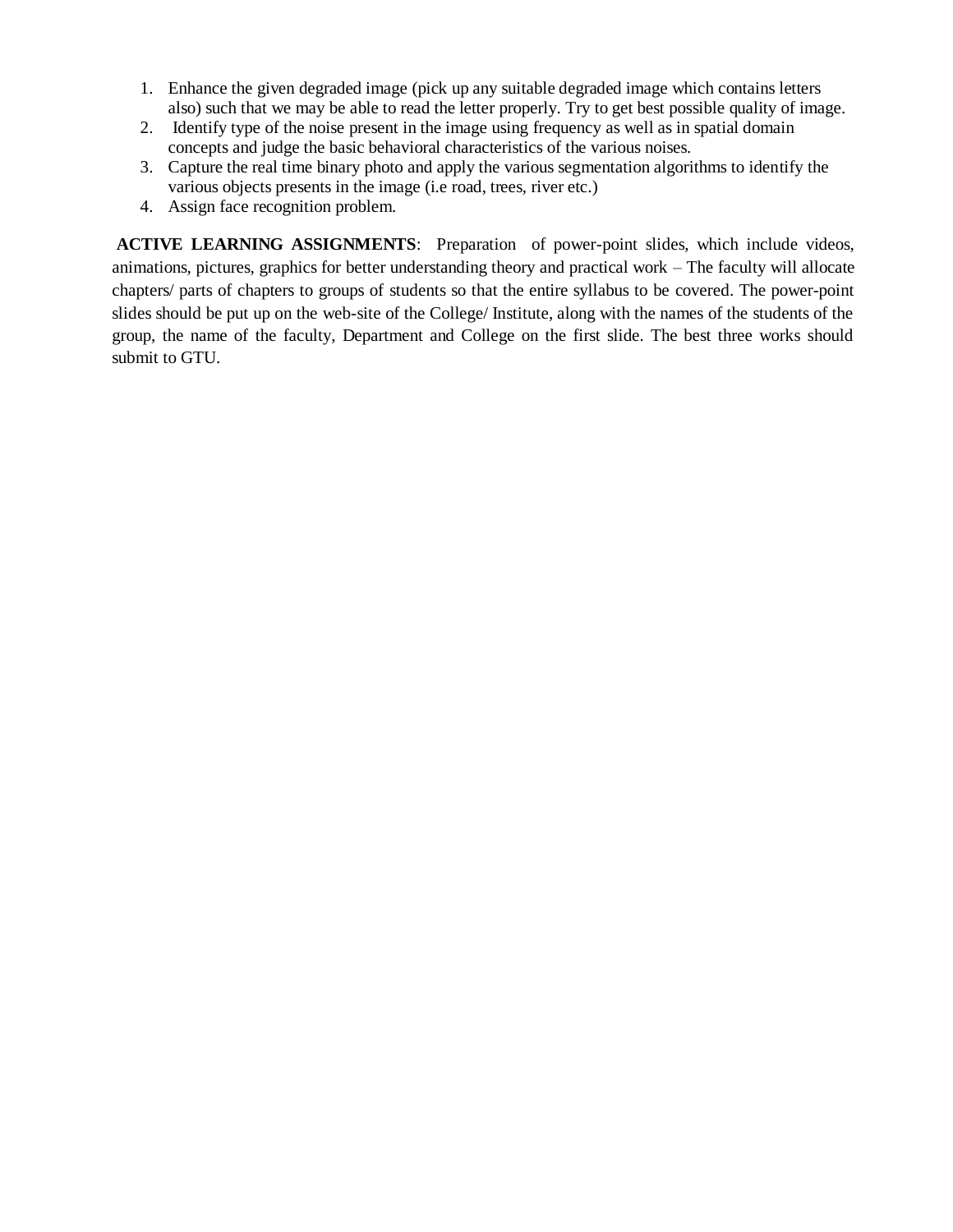1. Enhance the given degraded image (pick up any suitable degraded image which contains letters also) such that we may be able to read the letter properly. Try to get best possible quality of image.
2. Identify type of the noise present in the image using frequency as well as in spatial domain concepts and judge the basic behavioral characteristics of the various noises.
3. Capture the real time binary photo and apply the various segmentation algorithms to identify the various objects presents in the image (i.e road, trees, river etc.)
4. Assign face recognition problem.

**ACTIVE LEARNING ASSIGNMENTS**: Preparation of power-point slides, which include videos, animations, pictures, graphics for better understanding theory and practical work – The faculty will allocate chapters/ parts of chapters to groups of students so that the entire syllabus to be covered. The power-point slides should be put up on the web-site of the College/ Institute, along with the names of the students of the group, the name of the faculty, Department and College on the first slide. The best three works should submit to GTU.